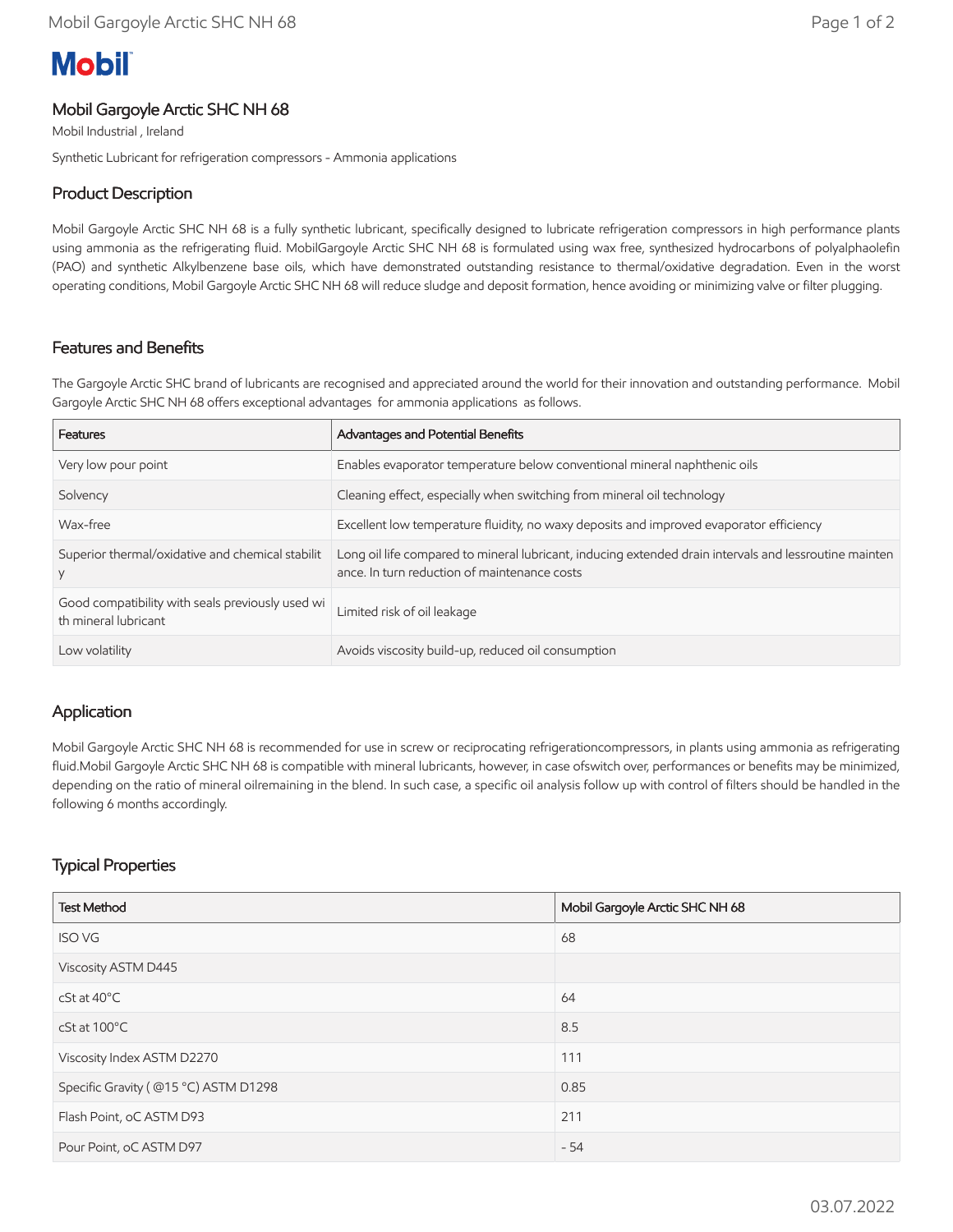# Mobil

## Mobil Gargoyle Arctic SHC NH 68

Mobil Industrial , Ireland

Synthetic Lubricant for refrigeration compressors - Ammonia applications

## Product Description

Mobil Gargoyle Arctic SHC NH 68 is a fully synthetic lubricant, specifically designed to lubricate refrigeration compressors in high performance plants using ammonia as the refrigerating fluid. MobilGargoyle Arctic SHC NH 68 is formulated using wax free, synthesized hydrocarbons of polyalphaolefin (PAO) and synthetic Alkylbenzene base oils, which have demonstrated outstanding resistance to thermal/oxidative degradation. Even in the worst operating conditions, Mobil Gargoyle Arctic SHC NH 68 will reduce sludge and deposit formation, hence avoiding or minimizing valve or filter plugging.

## Features and Benefits

The Gargoyle Arctic SHC brand of lubricants are recognised and appreciated around the world for their innovation and outstanding performance. Mobil Gargoyle Arctic SHC NH 68 offers exceptional advantages for ammonia applications as follows.

| Features | Advantages and Potential Benefits |
|---|---|
| Very low pour point | Enables evaporator temperature below conventional mineral naphthenic oils |
| Solvency | Cleaning effect, especially when switching from mineral oil technology |
| Wax-free | Excellent low temperature fluidity, no waxy deposits and improved evaporator efficiency |
| Superior thermal/oxidative and chemical stability | Long oil life compared to mineral lubricant, inducing extended drain intervals and lessroutine maintenance. In turn reduction of maintenance costs |
| Good compatibility with seals previously used with mineral lubricant | Limited risk of oil leakage |
| Low volatility | Avoids viscosity build-up, reduced oil consumption |

## Application

Mobil Gargoyle Arctic SHC NH 68 is recommended for use in screw or reciprocating refrigerationcompressors, in plants using ammonia as refrigerating fluid.Mobil Gargoyle Arctic SHC NH 68 is compatible with mineral lubricants, however, in case ofswitch over, performances or benefits may be minimized, depending on the ratio of mineral oilremaining in the blend. In such case, a specific oil analysis follow up with control of filters should be handled in the following 6 months accordingly.

## Typical Properties

| Test Method | Mobil Gargoyle Arctic SHC NH 68 |
|---|---|
| ISO VG | 68 |
| Viscosity ASTM D445 | |
| cSt at 40°C | 64 |
| cSt at 100°C | 8.5 |
| Viscosity Index ASTM D2270 | 111 |
| Specific Gravity ( @15 °C) ASTM D1298 | 0.85 |
| Flash Point, oC ASTM D93 | 211 |
| Pour Point, oC ASTM D97 | - 54 |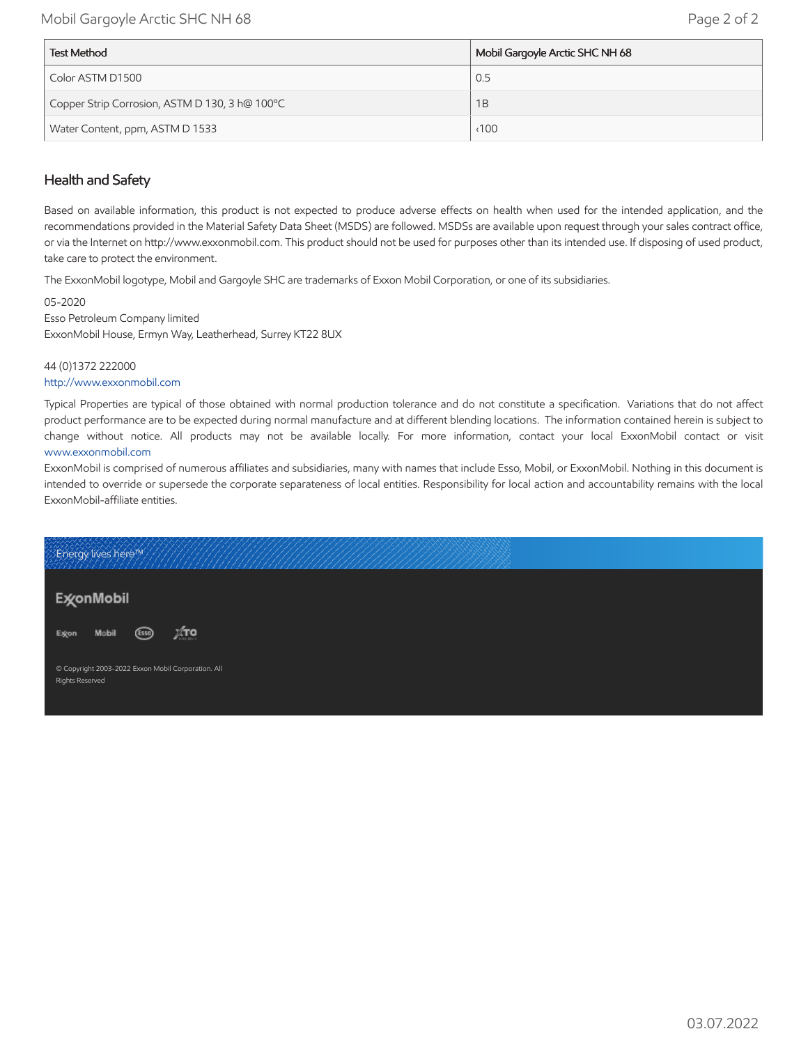| Test Method | Mobil Gargoyle Arctic SHC NH 68 |
| --- | --- |
| Color ASTM D1500 | 0.5 |
| Copper Strip Corrosion, ASTM D 130, 3 h@ 100ºC | 1B |
| Water Content, ppm, ASTM D 1533 | ‹100 |

## Health and Safety

Based on available information, this product is not expected to produce adverse effects on health when used for the intended application, and the recommendations provided in the Material Safety Data Sheet (MSDS) are followed. MSDSs are available upon request through your sales contract office, or via the Internet on http://www.exxonmobil.com. This product should not be used for purposes other than its intended use. If disposing of used product, take care to protect the environment.

The ExxonMobil logotype, Mobil and Gargoyle SHC are trademarks of Exxon Mobil Corporation, or one of its subsidiaries.

05-2020
Esso Petroleum Company limited
ExxonMobil House, Ermyn Way, Leatherhead, Surrey KT22 8UX

44 (0)1372 222000
http://www.exxonmobil.com

Typical Properties are typical of those obtained with normal production tolerance and do not constitute a specification. Variations that do not affect product performance are to be expected during normal manufacture and at different blending locations. The information contained herein is subject to change without notice. All products may not be available locally. For more information, contact your local ExxonMobil contact or visit www.exxonmobil.com

ExxonMobil is comprised of numerous affiliates and subsidiaries, many with names that include Esso, Mobil, or ExxonMobil. Nothing in this document is intended to override or supersede the corporate separateness of local entities. Responsibility for local action and accountability remains with the local ExxonMobil-affiliate entities.

Energy lives here™

ExxonMobil

Exxon Mobil Esso XTO

© Copyright 2003-2022 Exxon Mobil Corporation. All Rights Reserved

03.07.2022